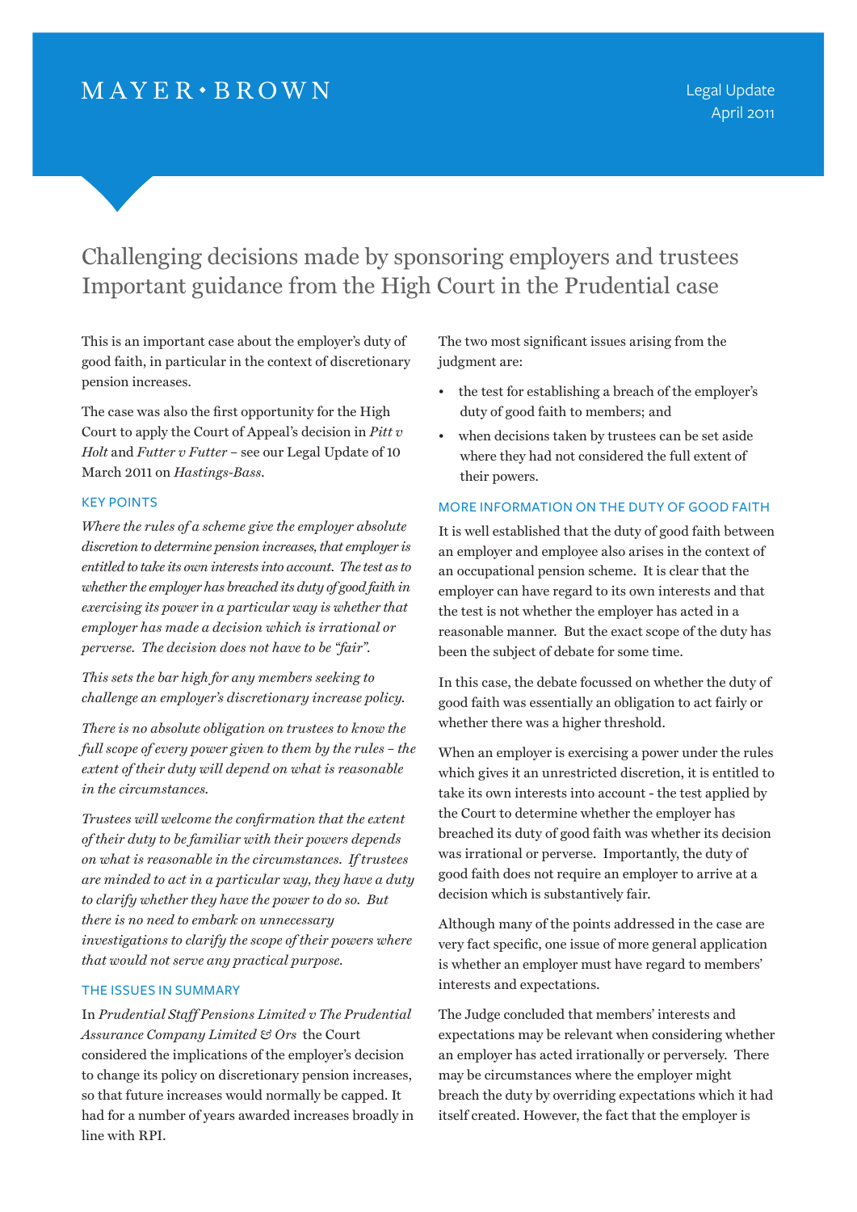MAYER • BROWN

Legal Update
April 2011

# Challenging decisions made by sponsoring employers and trustees Important guidance from the High Court in the Prudential case

This is an important case about the employer's duty of good faith, in particular in the context of discretionary pension increases.

The case was also the first opportunity for the High Court to apply the Court of Appeal's decision in *Pitt v Holt* and *Futter v Futter* – see our Legal Update of 10 March 2011 on *Hastings-Bass*.

## KEY POINTS

*Where the rules of a scheme give the employer absolute discretion to determine pension increases, that employer is entitled to take its own interests into account. The test as to whether the employer has breached its duty of good faith in exercising its power in a particular way is whether that employer has made a decision which is irrational or perverse. The decision does not have to be "fair".*

*This sets the bar high for any members seeking to challenge an employer's discretionary increase policy.*

*There is no absolute obligation on trustees to know the full scope of every power given to them by the rules – the extent of their duty will depend on what is reasonable in the circumstances.*

*Trustees will welcome the confirmation that the extent of their duty to be familiar with their powers depends on what is reasonable in the circumstances. If trustees are minded to act in a particular way, they have a duty to clarify whether they have the power to do so. But there is no need to embark on unnecessary investigations to clarify the scope of their powers where that would not serve any practical purpose.*

## THE ISSUES IN SUMMARY

In *Prudential Staff Pensions Limited v The Prudential Assurance Company Limited & Ors* the Court considered the implications of the employer's decision to change its policy on discretionary pension increases, so that future increases would normally be capped. It had for a number of years awarded increases broadly in line with RPI.

The two most significant issues arising from the judgment are:

- the test for establishing a breach of the employer's duty of good faith to members; and
- when decisions taken by trustees can be set aside where they had not considered the full extent of their powers.

## MORE INFORMATION ON THE DUTY OF GOOD FAITH

It is well established that the duty of good faith between an employer and employee also arises in the context of an occupational pension scheme. It is clear that the employer can have regard to its own interests and that the test is not whether the employer has acted in a reasonable manner. But the exact scope of the duty has been the subject of debate for some time.

In this case, the debate focussed on whether the duty of good faith was essentially an obligation to act fairly or whether there was a higher threshold.

When an employer is exercising a power under the rules which gives it an unrestricted discretion, it is entitled to take its own interests into account - the test applied by the Court to determine whether the employer has breached its duty of good faith was whether its decision was irrational or perverse. Importantly, the duty of good faith does not require an employer to arrive at a decision which is substantively fair.

Although many of the points addressed in the case are very fact specific, one issue of more general application is whether an employer must have regard to members' interests and expectations.

The Judge concluded that members' interests and expectations may be relevant when considering whether an employer has acted irrationally or perversely. There may be circumstances where the employer might breach the duty by overriding expectations which it had itself created. However, the fact that the employer is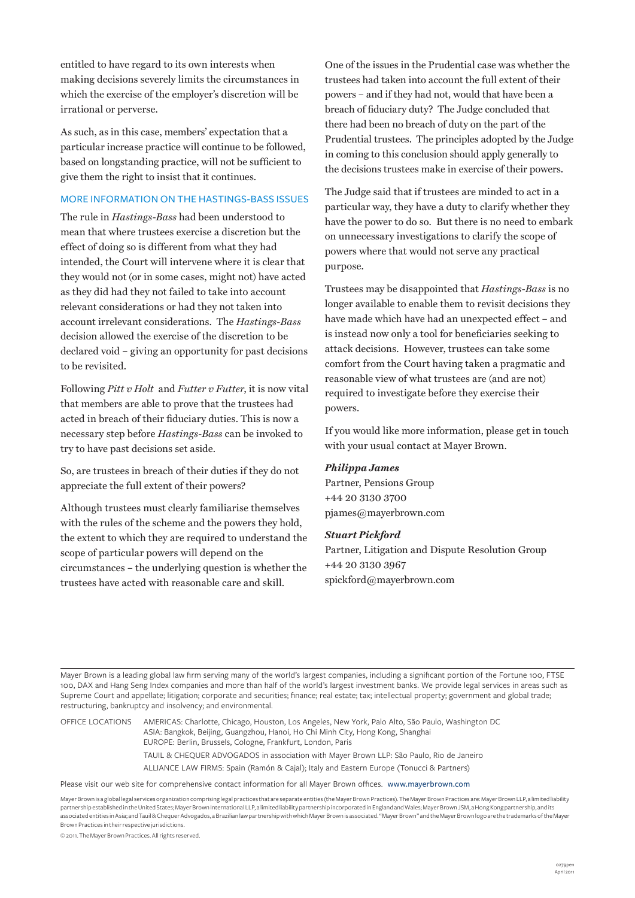entitled to have regard to its own interests when making decisions severely limits the circumstances in which the exercise of the employer's discretion will be irrational or perverse.

As such, as in this case, members' expectation that a particular increase practice will continue to be followed, based on longstanding practice, will not be sufficient to give them the right to insist that it continues.

## MORE INFORMATION ON THE HASTINGS-BASS ISSUES

The rule in *Hastings-Bass* had been understood to mean that where trustees exercise a discretion but the effect of doing so is different from what they had intended, the Court will intervene where it is clear that they would not (or in some cases, might not) have acted as they did had they not failed to take into account relevant considerations or had they not taken into account irrelevant considerations. The *Hastings-Bass* decision allowed the exercise of the discretion to be declared void – giving an opportunity for past decisions to be revisited.

Following *Pitt v Holt* and *Futter v Futter*, it is now vital that members are able to prove that the trustees had acted in breach of their fiduciary duties. This is now a necessary step before *Hastings-Bass* can be invoked to try to have past decisions set aside.

So, are trustees in breach of their duties if they do not appreciate the full extent of their powers?

Although trustees must clearly familiarise themselves with the rules of the scheme and the powers they hold, the extent to which they are required to understand the scope of particular powers will depend on the circumstances – the underlying question is whether the trustees have acted with reasonable care and skill.

One of the issues in the Prudential case was whether the trustees had taken into account the full extent of their powers – and if they had not, would that have been a breach of fiduciary duty? The Judge concluded that there had been no breach of duty on the part of the Prudential trustees. The principles adopted by the Judge in coming to this conclusion should apply generally to the decisions trustees make in exercise of their powers.

The Judge said that if trustees are minded to act in a particular way, they have a duty to clarify whether they have the power to do so. But there is no need to embark on unnecessary investigations to clarify the scope of powers where that would not serve any practical purpose.

Trustees may be disappointed that *Hastings-Bass* is no longer available to enable them to revisit decisions they have made which have had an unexpected effect – and is instead now only a tool for beneficiaries seeking to attack decisions. However, trustees can take some comfort from the Court having taken a pragmatic and reasonable view of what trustees are (and are not) required to investigate before they exercise their powers.

If you would like more information, please get in touch with your usual contact at Mayer Brown.

***Philippa James***
Partner, Pensions Group
+44 20 3130 3700
pjames@mayerbrown.com

***Stuart Pickford***
Partner, Litigation and Dispute Resolution Group
+44 20 3130 3967
spickford@mayerbrown.com

---

Mayer Brown is a leading global law firm serving many of the world's largest companies, including a significant portion of the Fortune 100, FTSE 100, DAX and Hang Seng Index companies and more than half of the world's largest investment banks. We provide legal services in areas such as Supreme Court and appellate; litigation; corporate and securities; finance; real estate; tax; intellectual property; government and global trade; restructuring, bankruptcy and insolvency; and environmental.

OFFICE LOCATIONS AMERICAS: Charlotte, Chicago, Houston, Los Angeles, New York, Palo Alto, São Paulo, Washington DC
ASIA: Bangkok, Beijing, Guangzhou, Hanoi, Ho Chi Minh City, Hong Kong, Shanghai
EUROPE: Berlin, Brussels, Cologne, Frankfurt, London, Paris
TAUIL & CHEQUER ADVOGADOS in association with Mayer Brown LLP: São Paulo, Rio de Janeiro
ALLIANCE LAW FIRMS: Spain (Ramón & Cajal); Italy and Eastern Europe (Tonucci & Partners)

Please visit our web site for comprehensive contact information for all Mayer Brown offices. www.mayerbrown.com

Mayer Brown is a global legal services organization comprising legal practices that are separate entities (the Mayer Brown Practices). The Mayer Brown Practices are: Mayer Brown LLP, a limited liability partnership established in the United States; Mayer Brown International LLP, a limited liability partnership incorporated in England and Wales; Mayer Brown JSM, a Hong Kong partnership, and its associated entities in Asia; and Tauil & Chequer Advogados, a Brazilian law partnership with which Mayer Brown is associated. "Mayer Brown" and the Mayer Brown logo are the trademarks of the Mayer Brown Practices in their respective jurisdictions.

© 2011. The Mayer Brown Practices. All rights reserved.

0279pen
April 2011